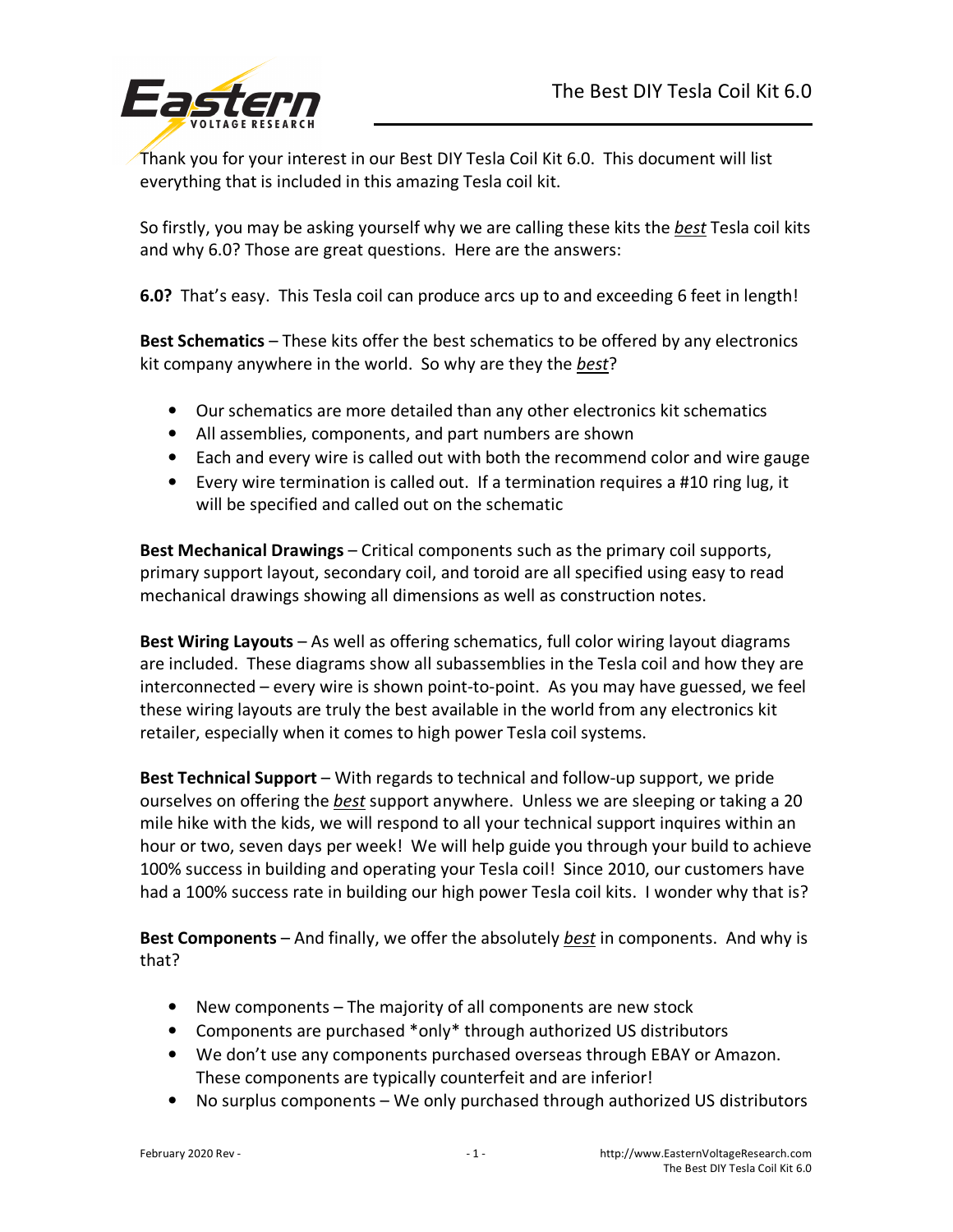# The Best DIY Tesla Coil Kit 6.0

Thank you for your interest in our Best DIY Tesla Coil Kit 6.0. This document will list everything that is included in this amazing Tesla coil kit.

So firstly, you may be asking yourself why we are calling these kits the ***best*** Tesla coil kits and why 6.0? Those are great questions. Here are the answers:

**6.0?** That's easy. This Tesla coil can produce arcs up to and exceeding 6 feet in length!

**Best Schematics** – These kits offer the best schematics to be offered by any electronics kit company anywhere in the world. So why are they the ***best***?

- Our schematics are more detailed than any other electronics kit schematics
- All assemblies, components, and part numbers are shown
- Each and every wire is called out with both the recommend color and wire gauge
- Every wire termination is called out. If a termination requires a #10 ring lug, it will be specified and called out on the schematic

**Best Mechanical Drawings** – Critical components such as the primary coil supports, primary support layout, secondary coil, and toroid are all specified using easy to read mechanical drawings showing all dimensions as well as construction notes.

**Best Wiring Layouts** – As well as offering schematics, full color wiring layout diagrams are included. These diagrams show all subassemblies in the Tesla coil and how they are interconnected – every wire is shown point-to-point. As you may have guessed, we feel these wiring layouts are truly the best available in the world from any electronics kit retailer, especially when it comes to high power Tesla coil systems.

**Best Technical Support** – With regards to technical and follow-up support, we pride ourselves on offering the ***best*** support anywhere. Unless we are sleeping or taking a 20 mile hike with the kids, we will respond to all your technical support inquires within an hour or two, seven days per week! We will help guide you through your build to achieve 100% success in building and operating your Tesla coil! Since 2010, our customers have had a 100% success rate in building our high power Tesla coil kits. I wonder why that is?

**Best Components** – And finally, we offer the absolutely ***best*** in components. And why is that?

- New components – The majority of all components are new stock
- Components are purchased *only* through authorized US distributors
- We don't use any components purchased overseas through EBAY or Amazon. These components are typically counterfeit and are inferior!
- No surplus components – We only purchased through authorized US distributors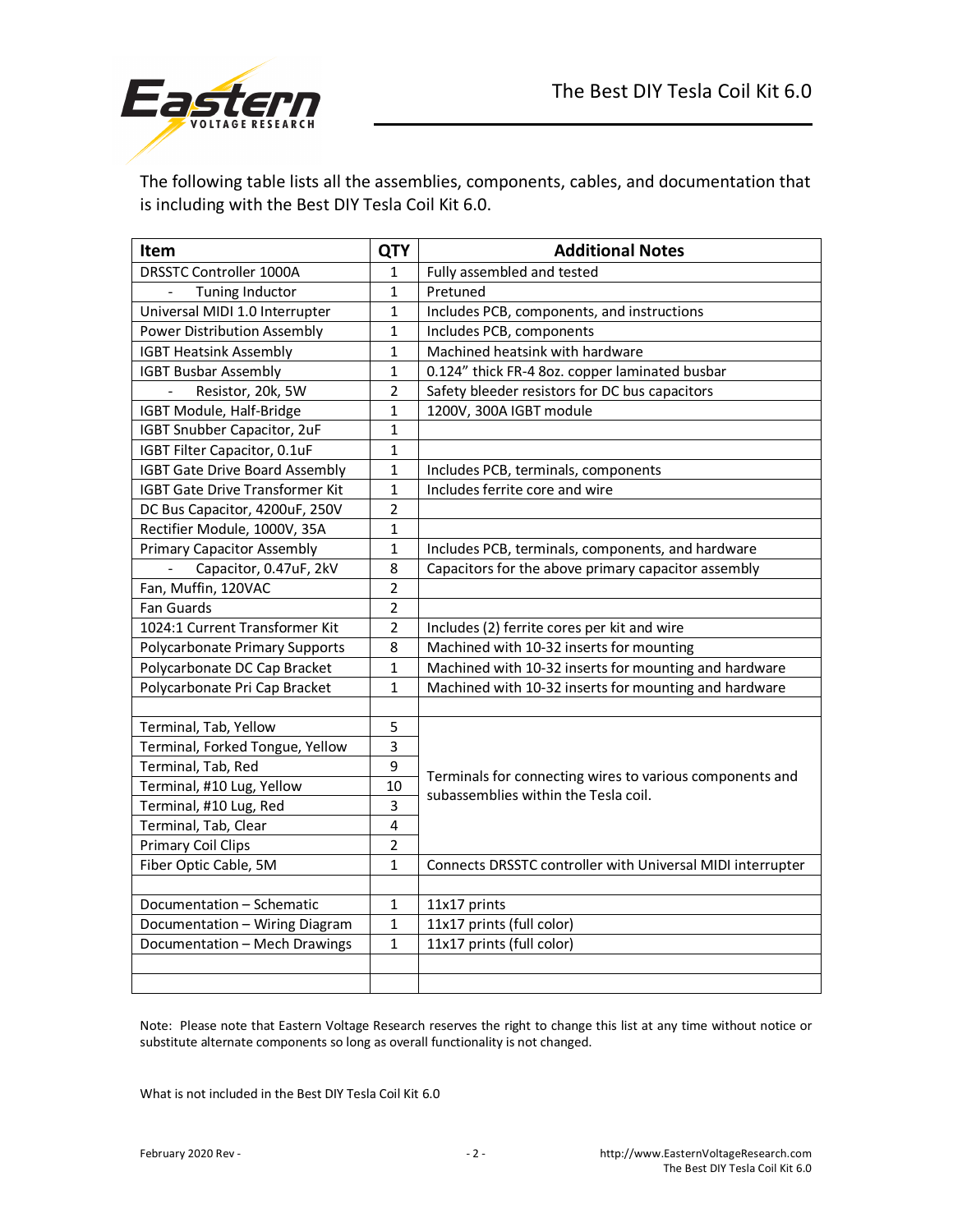The following table lists all the assemblies, components, cables, and documentation that is including with the Best DIY Tesla Coil Kit 6.0.

| Item | QTY | Additional Notes |
|---|---|---|
| DRSSTC Controller 1000A | 1 | Fully assembled and tested |
| - Tuning Inductor | 1 | Pretuned |
| Universal MIDI 1.0 Interrupter | 1 | Includes PCB, components, and instructions |
| Power Distribution Assembly | 1 | Includes PCB, components |
| IGBT Heatsink Assembly | 1 | Machined heatsink with hardware |
| IGBT Busbar Assembly | 1 | 0.124" thick FR-4 8oz. copper laminated busbar |
| - Resistor, 20k, 5W | 2 | Safety bleeder resistors for DC bus capacitors |
| IGBT Module, Half-Bridge | 1 | 1200V, 300A IGBT module |
| IGBT Snubber Capacitor, 2uF | 1 | |
| IGBT Filter Capacitor, 0.1uF | 1 | |
| IGBT Gate Drive Board Assembly | 1 | Includes PCB, terminals, components |
| IGBT Gate Drive Transformer Kit | 1 | Includes ferrite core and wire |
| DC Bus Capacitor, 4200uF, 250V | 2 | |
| Rectifier Module, 1000V, 35A | 1 | |
| Primary Capacitor Assembly | 1 | Includes PCB, terminals, components, and hardware |
| - Capacitor, 0.47uF, 2kV | 8 | Capacitors for the above primary capacitor assembly |
| Fan, Muffin, 120VAC | 2 | |
| Fan Guards | 2 | |
| 1024:1 Current Transformer Kit | 2 | Includes (2) ferrite cores per kit and wire |
| Polycarbonate Primary Supports | 8 | Machined with 10-32 inserts for mounting |
| Polycarbonate DC Cap Bracket | 1 | Machined with 10-32 inserts for mounting and hardware |
| Polycarbonate Pri Cap Bracket | 1 | Machined with 10-32 inserts for mounting and hardware |
| | | |
| Terminal, Tab, Yellow | 5 | Terminals for connecting wires to various components and subassemblies within the Tesla coil. |
| Terminal, Forked Tongue, Yellow | 3 | |
| Terminal, Tab, Red | 9 | |
| Terminal, #10 Lug, Yellow | 10 | |
| Terminal, #10 Lug, Red | 3 | |
| Terminal, Tab, Clear | 4 | |
| Primary Coil Clips | 2 | |
| Fiber Optic Cable, 5M | 1 | Connects DRSSTC controller with Universal MIDI interrupter |
| | | |
| Documentation – Schematic | 1 | 11x17 prints |
| Documentation – Wiring Diagram | 1 | 11x17 prints (full color) |
| Documentation – Mech Drawings | 1 | 11x17 prints (full color) |
| | | |
| | | |

Note: Please note that Eastern Voltage Research reserves the right to change this list at any time without notice or substitute alternate components so long as overall functionality is not changed.

What is not included in the Best DIY Tesla Coil Kit 6.0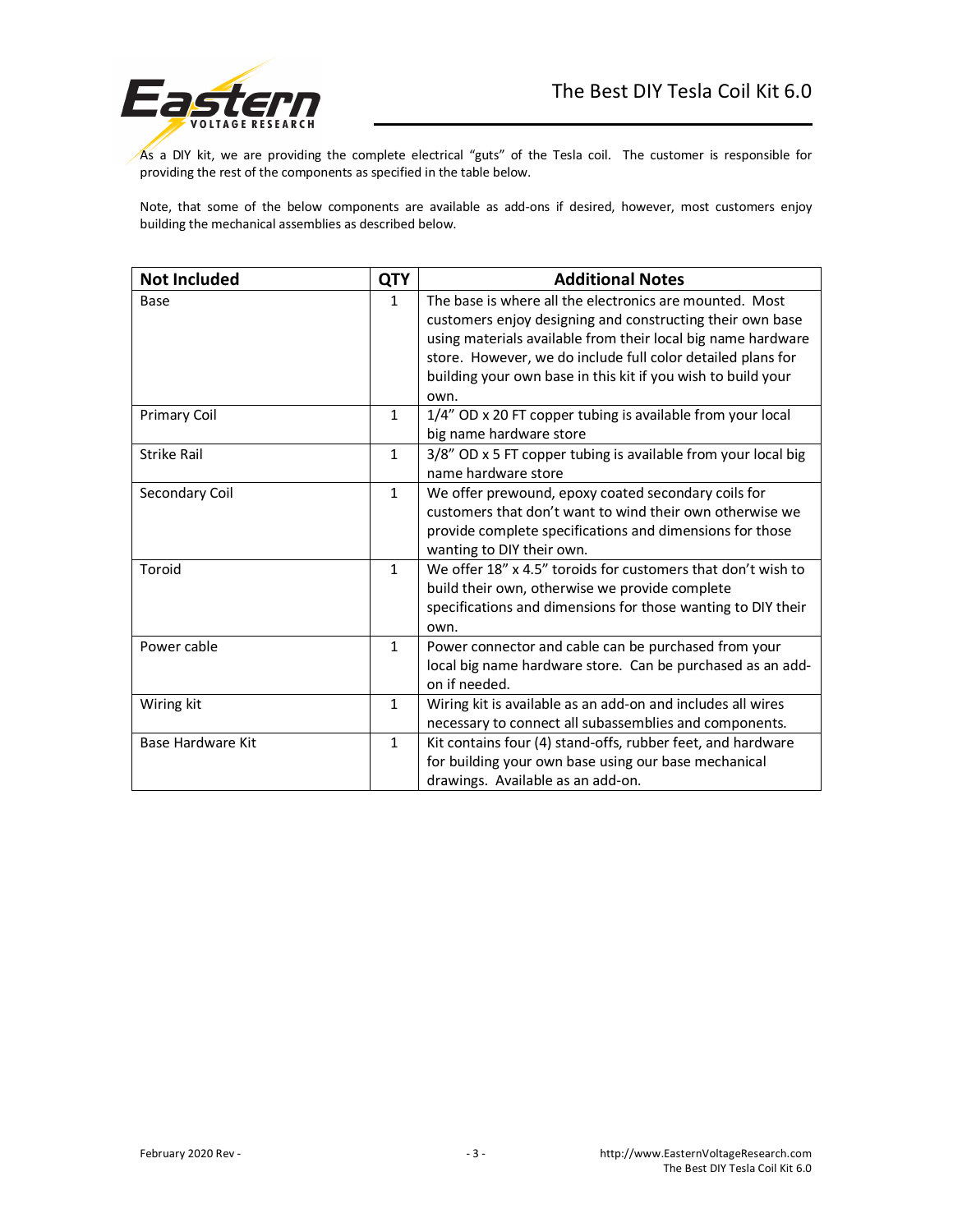As a DIY kit, we are providing the complete electrical "guts" of the Tesla coil. The customer is responsible for providing the rest of the components as specified in the table below.

Note, that some of the below components are available as add-ons if desired, however, most customers enjoy building the mechanical assemblies as described below.

| Not Included | QTY | Additional Notes |
|---|---|---|
| Base | 1 | The base is where all the electronics are mounted. Most customers enjoy designing and constructing their own base using materials available from their local big name hardware store. However, we do include full color detailed plans for building your own base in this kit if you wish to build your own. |
| Primary Coil | 1 | 1/4" OD x 20 FT copper tubing is available from your local big name hardware store |
| Strike Rail | 1 | 3/8" OD x 5 FT copper tubing is available from your local big name hardware store |
| Secondary Coil | 1 | We offer prewound, epoxy coated secondary coils for customers that don't want to wind their own otherwise we provide complete specifications and dimensions for those wanting to DIY their own. |
| Toroid | 1 | We offer 18" x 4.5" toroids for customers that don't wish to build their own, otherwise we provide complete specifications and dimensions for those wanting to DIY their own. |
| Power cable | 1 | Power connector and cable can be purchased from your local big name hardware store. Can be purchased as an add-on if needed. |
| Wiring kit | 1 | Wiring kit is available as an add-on and includes all wires necessary to connect all subassemblies and components. |
| Base Hardware Kit | 1 | Kit contains four (4) stand-offs, rubber feet, and hardware for building your own base using our base mechanical drawings. Available as an add-on. |